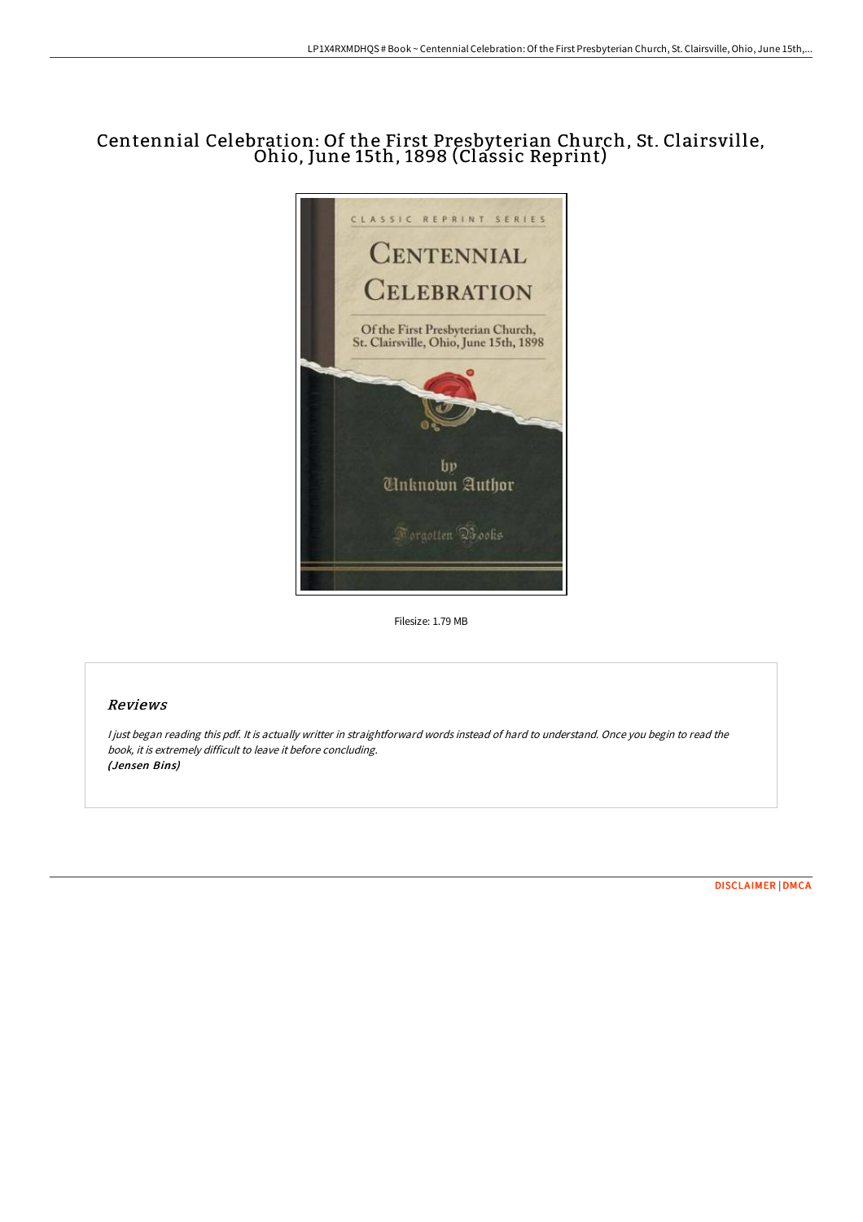# Centennial Celebration: Of the First Presbyterian Church, St. Clairsville, Ohio, June 15th, 1898 (Classic Reprint)

Filesize: 1.79 MB

## Reviews

*I just began reading this pdf. It is actually writter in straightforward words instead of hard to understand. Once you begin to read the book, it is extremely difficult to leave it before concluding.*
***(Jensen Bins)***

DISCLAIMER | DMCA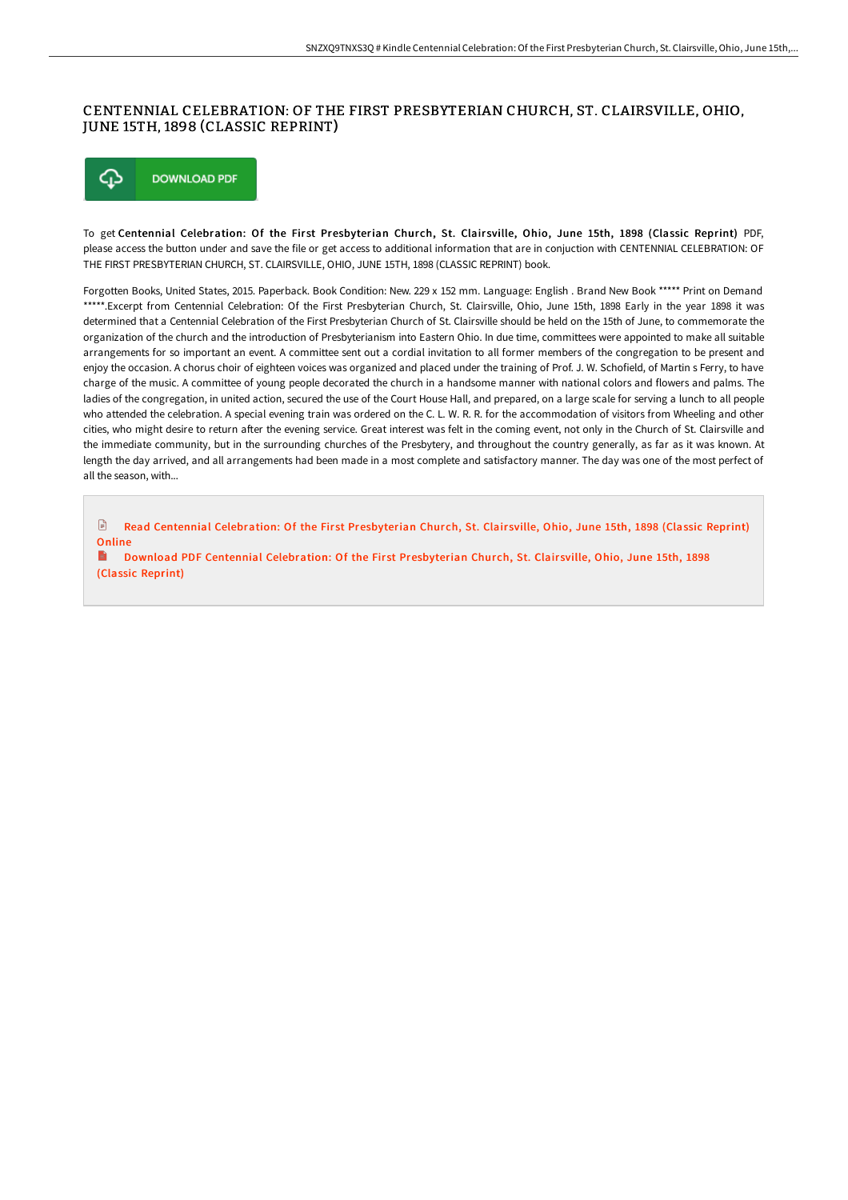# CENTENNIAL CELEBRATION: OF THE FIRST PRESBYTERIAN CHURCH, ST. CLAIRSVILLE, OHIO, JUNE 15TH, 1898 (CLASSIC REPRINT)

DOWNLOAD PDF

To get **Centennial Celebration: Of the First Presbyterian Church, St. Clairsville, Ohio, June 15th, 1898 (Classic Reprint)** PDF, please access the button under and save the file or get access to additional information that are in conjuction with CENTENNIAL CELEBRATION: OF THE FIRST PRESBYTERIAN CHURCH, ST. CLAIRSVILLE, OHIO, JUNE 15TH, 1898 (CLASSIC REPRINT) book.

Forgotten Books, United States, 2015. Paperback. Book Condition: New. 229 x 152 mm. Language: English . Brand New Book ***** Print on Demand *****.Excerpt from Centennial Celebration: Of the First Presbyterian Church, St. Clairsville, Ohio, June 15th, 1898 Early in the year 1898 it was determined that a Centennial Celebration of the First Presbyterian Church of St. Clairsville should be held on the 15th of June, to commemorate the organization of the church and the introduction of Presbyterianism into Eastern Ohio. In due time, committees were appointed to make all suitable arrangements for so important an event. A committee sent out a cordial invitation to all former members of the congregation to be present and enjoy the occasion. A chorus choir of eighteen voices was organized and placed under the training of Prof. J. W. Schofield, of Martin s Ferry, to have charge of the music. A committee of young people decorated the church in a handsome manner with national colors and flowers and palms. The ladies of the congregation, in united action, secured the use of the Court House Hall, and prepared, on a large scale for serving a lunch to all people who attended the celebration. A special evening train was ordered on the C. L. W. R. R. for the accommodation of visitors from Wheeling and other cities, who might desire to return after the evening service. Great interest was felt in the coming event, not only in the Church of St. Clairsville and the immediate community, but in the surrounding churches of the Presbytery, and throughout the country generally, as far as it was known. At length the day arrived, and all arrangements had been made in a most complete and satisfactory manner. The day was one of the most perfect of all the season, with...

Read Centennial Celebration: Of the First Presbyterian Church, St. Clairsville, Ohio, June 15th, 1898 (Classic Reprint) Online

Download PDF Centennial Celebration: Of the First Presbyterian Church, St. Clairsville, Ohio, June 15th, 1898 (Classic Reprint)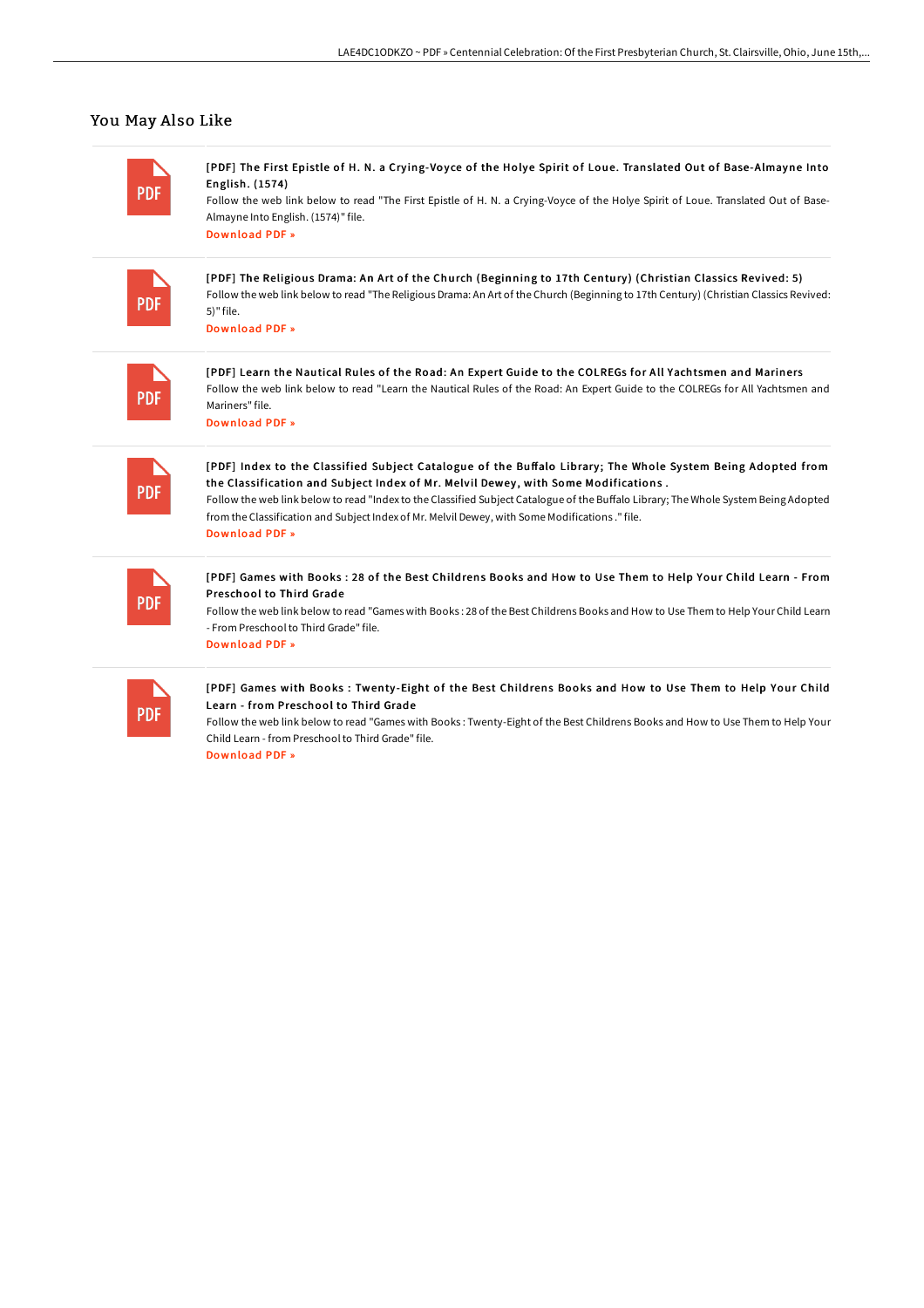## You May Also Like

**[PDF] The First Epistle of H. N. a Crying-Voyce of the Holye Spirit of Loue. Translated Out of Base-Almayne Into English. (1574)**

Follow the web link below to read "The First Epistle of H. N. a Crying-Voyce of the Holye Spirit of Loue. Translated Out of Base-Almayne Into English. (1574)" file.

Download PDF »

**[PDF] The Religious Drama: An Art of the Church (Beginning to 17th Century) (Christian Classics Revived: 5)**

Follow the web link below to read "The Religious Drama: An Art of the Church (Beginning to 17th Century) (Christian Classics Revived: 5)" file.

Download PDF »

**[PDF] Learn the Nautical Rules of the Road: An Expert Guide to the COLREGs for All Yachtsmen and Mariners**

Follow the web link below to read "Learn the Nautical Rules of the Road: An Expert Guide to the COLREGs for All Yachtsmen and Mariners" file.

Download PDF »

**[PDF] Index to the Classified Subject Catalogue of the Buffalo Library; The Whole System Being Adopted from the Classification and Subject Index of Mr. Melvil Dewey, with Some Modifications .**

Follow the web link below to read "Index to the Classified Subject Catalogue of the Buffalo Library; The Whole System Being Adopted from the Classification and Subject Index of Mr. Melvil Dewey, with Some Modifications ." file.

Download PDF »

**[PDF] Games with Books : 28 of the Best Childrens Books and How to Use Them to Help Your Child Learn - From Preschool to Third Grade**

Follow the web link below to read "Games with Books : 28 of the Best Childrens Books and How to Use Them to Help Your Child Learn - From Preschool to Third Grade" file.

Download PDF »

**[PDF] Games with Books : Twenty-Eight of the Best Childrens Books and How to Use Them to Help Your Child Learn - from Preschool to Third Grade**

Follow the web link below to read "Games with Books : Twenty-Eight of the Best Childrens Books and How to Use Them to Help Your Child Learn - from Preschool to Third Grade" file.

Download PDF »